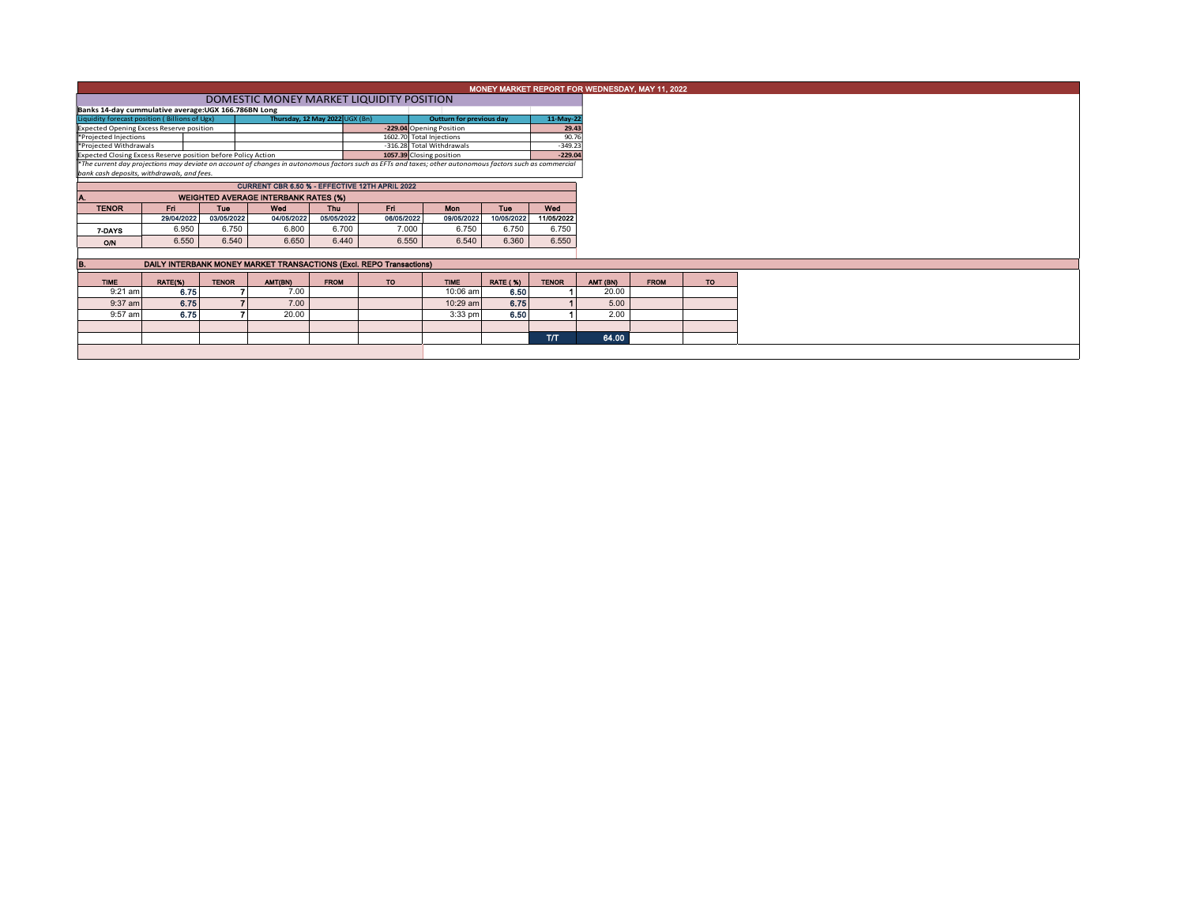# MONEY MARKET REPORT FOR WEDNESDAY, MAY 11, 2022

## DOMESTIC MONEY MARKET LIQUIDITY POSITION

**Banks 14-day cummulative average:UGX 166.786BN Long**

| Liquidity forecast position ( Billions of Ugx) | Thursday, 12 May 2022 UGX (Bn) | Outturn for previous day | 11-May-22 |
|---|---|---|---|
| Expected Opening Excess Reserve position | -229.04 | Opening Position | 29.43 |
| *Projected Injections | 1602.70 | Total Injections | 90.76 |
| *Projected Withdrawals | -316.28 | Total Withdrawals | -349.23 |
| Expected Closing Excess Reserve position before Policy Action | 1057.39 | Closing position | -229.04 |

*The current day projections may deviate on account of changes in autonomous factors such as EFTs and taxes; other autonomous factors such as commercial bank cash deposits, withdrawals, and fees.

**CURRENT CBR 6.50 % - EFFECTIVE 12TH APRIL 2022**

### A. WEIGHTED AVERAGE INTERBANK RATES (%)

| TENOR | Fri | Tue | Wed | Thu | Fri | Mon | Tue | Wed |
|---|---|---|---|---|---|---|---|---|
| | 29/04/2022 | 03/05/2022 | 04/05/2022 | 05/05/2022 | 06/05/2022 | 09/05/2022 | 10/05/2022 | 11/05/2022 |
| 7-DAYS | 6.950 | 6.750 | 6.800 | 6.700 | 7.000 | 6.750 | 6.750 | 6.750 |
| O/N | 6.550 | 6.540 | 6.650 | 6.440 | 6.550 | 6.540 | 6.360 | 6.550 |

### B. DAILY INTERBANK MONEY MARKET TRANSACTIONS (Excl. REPO Transactions)

| TIME | RATE(%) | TENOR | AMT(BN) | FROM | TO | TIME | RATE (%) | TENOR | AMT (BN) | FROM | TO |
|---|---|---|---|---|---|---|---|---|---|---|---|
| 9:21 am | 6.75 | 7 | 7.00 | | | 10:06 am | 6.50 | 1 | 20.00 | | |
| 9:37 am | 6.75 | 7 | 7.00 | | | 10:29 am | 6.75 | 1 | 5.00 | | |
| 9:57 am | 6.75 | 7 | 20.00 | | | 3:33 pm | 6.50 | 1 | 2.00 | | |
| | | | | | | | | T/T | 64.00 | | |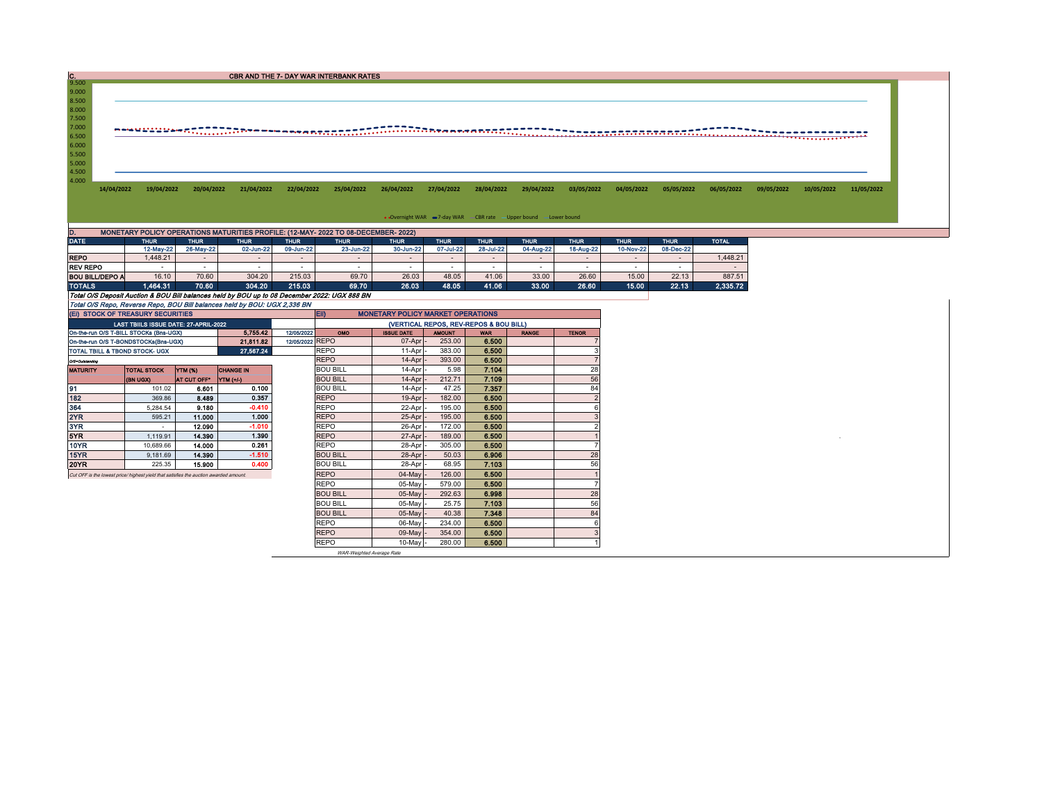## C. CBR AND THE 7- DAY WAR INTERBANK RATES

9.500
9.000
8.500
8.000
7.500
7.000
6.500
6.000
5.500
5.000
4.500
4.000

14/04/2022 19/04/2022 20/04/2022 21/04/2022 22/04/2022 25/04/2022 26/04/2022 27/04/2022 28/04/2022 29/04/2022 03/05/2022 04/05/2022 05/05/2022 06/05/2022 09/05/2022 10/05/2022 11/05/2022

Overnight WAR — 7-day WAR — CBR rate — Upper bound — Lower bound

## D. MONETARY POLICY OPERATIONS MATURITIES PROFILE: (12-MAY- 2022 TO 08-DECEMBER- 2022)

| DATE | THUR | THUR | THUR | THUR | THUR | THUR | THUR | THUR | THUR | THUR | THUR | THUR | TOTAL |
|---|---|---|---|---|---|---|---|---|---|---|---|---|---|
| | 12-May-22 | 26-May-22 | 02-Jun-22 | 09-Jun-22 | 23-Jun-22 | 30-Jun-22 | 07-Jul-22 | 28-Jul-22 | 04-Aug-22 | 18-Aug-22 | 10-Nov-22 | 08-Dec-22 | |
| REPO | 1,448.21 | - | - | - | - | - | - | - | - | - | - | - | 1,448.21 |
| REV REPO | - | - | - | - | - | - | - | - | - | - | - | - | - |
| BOU BILL/DEPO A | 16.10 | 70.60 | 304.20 | 215.03 | 69.70 | 26.03 | 48.05 | 41.06 | 33.00 | 26.60 | 15.00 | 22.13 | 887.51 |
| TOTALS | 1,464.31 | 70.60 | 304.20 | 215.03 | 69.70 | 26.03 | 48.05 | 41.06 | 33.00 | 26.60 | 15.00 | 22.13 | 2,335.72 |

*Total O/S Deposit Auction & BOU Bill balances held by BOU up to 08 December 2022: UGX 888 BN*

*Total O/S Repo, Reverse Repo, BOU Bill balances held by BOU: UGX 2,336 BN*

## (EI) STOCK OF TREASURY SECURITIES

| LAST TBIILS ISSUE DATE: 27-APRIL-2022 | | |
|---|---|---|
| On-the-run O/S T-BILL STOCKs (Bns-UGX) | 5,755.42 | 12/05/2022 |
| On-the-run O/S T-BONDSTOCKs(Bns-UGX) | 21,811.82 | 12/05/2022 |
| TOTAL TBILL & TBOND STOCK- UGX | 27,567.24 | |

O/S=Outstanding

| MATURITY | TOTAL STOCK (BN UGX) | YTM (%) AT CUT OFF* | CHANGE IN YTM (+/-) |
|---|---|---|---|
| 91 | 101.02 | 6.601 | 0.100 |
| 182 | 369.86 | 8.489 | 0.357 |
| 364 | 5,284.54 | 9.180 | -0.410 |
| 2YR | 595.21 | 11.000 | 1.000 |
| 3YR | - | 12.090 | -1.010 |
| 5YR | 1,119.91 | 14.390 | 1.390 |
| 10YR | 10,689.66 | 14.000 | 0.261 |
| 15YR | 9,181.69 | 14.390 | -1.510 |
| 20YR | 225.35 | 15.900 | 0.400 |

*Cut OFF is the lowest price/ highest yield that satisfies the auction awarded amount.*

## EII) MONETARY POLICY MARKET OPERATIONS

(VERTICAL REPOS, REV-REPOS & BOU BILL)

| OMO | ISSUE DATE | AMOUNT | WAR | RANGE | TENOR |
|---|---|---|---|---|---|
| REPO | 07-Apr | 253.00 | 6.500 | | 7 |
| REPO | 11-Apr | 383.00 | 6.500 | | 3 |
| REPO | 14-Apr | 393.00 | 6.500 | | 7 |
| BOU BILL | 14-Apr | 5.98 | 7.104 | | 28 |
| BOU BILL | 14-Apr | 212.71 | 7.109 | | 56 |
| BOU BILL | 14-Apr | 47.25 | 7.357 | | 84 |
| REPO | 19-Apr | 182.00 | 6.500 | | 2 |
| REPO | 22-Apr | 195.00 | 6.500 | | 6 |
| REPO | 25-Apr | 195.00 | 6.500 | | 3 |
| REPO | 26-Apr | 172.00 | 6.500 | | 2 |
| REPO | 27-Apr | 189.00 | 6.500 | | 1 |
| REPO | 28-Apr | 305.00 | 6.500 | | 7 |
| BOU BILL | 28-Apr | 50.03 | 6.906 | | 28 |
| BOU BILL | 28-Apr | 68.95 | 7.103 | | 56 |
| REPO | 04-May | 126.00 | 6.500 | | 1 |
| REPO | 05-May | 579.00 | 6.500 | | 7 |
| BOU BILL | 05-May | 292.63 | 6.998 | | 28 |
| BOU BILL | 05-May | 25.75 | 7.103 | | 56 |
| BOU BILL | 05-May | 40.38 | 7.348 | | 84 |
| REPO | 06-May | 234.00 | 6.500 | | 6 |
| REPO | 09-May | 354.00 | 6.500 | | 3 |
| REPO | 10-May | 280.00 | 6.500 | | 1 |

*WAR-Weighted Average Rate*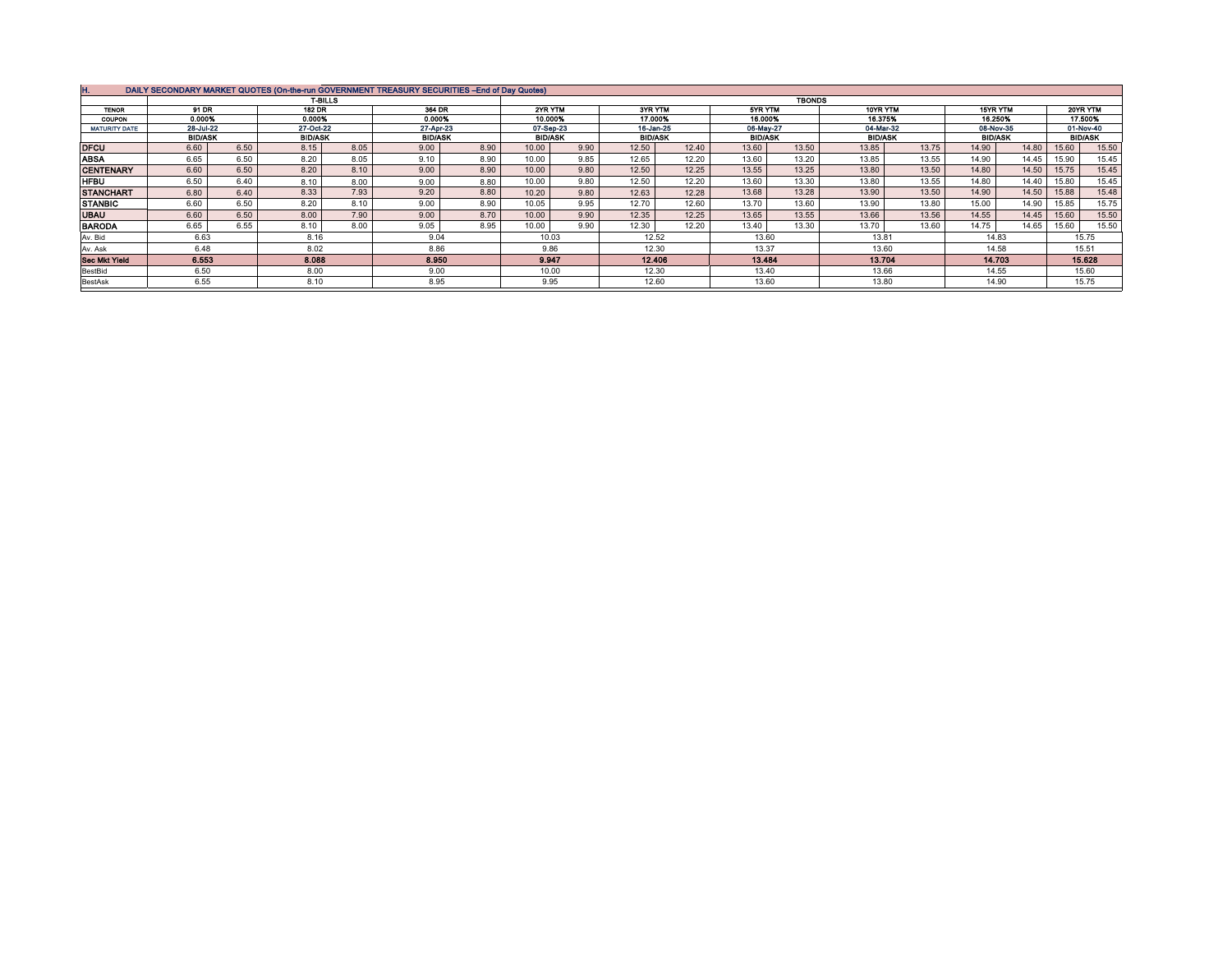## H. DAILY SECONDARY MARKET QUOTES (On-the-run GOVERNMENT TREASURY SECURITIES –End of Day Quotes)

| | T-BILLS | | | | | | TBONDS | | | | | | | | | | | |
|---|---|---|---|---|---|---|---|---|---|---|---|---|---|---|---|---|---|---|
| TENOR | 91 DR | | 182 DR | | 364 DR | | 2YR YTM | | 3YR YTM | | 5YR YTM | | 10YR YTM | | 15YR YTM | | 20YR YTM | |
| COUPON | 0.000% | | 0.000% | | 0.000% | | 10.000% | | 17.000% | | 16.000% | | 16.375% | | 16.250% | | 17.500% | |
| MATURITY DATE | 28-Jul-22 | | 27-Oct-22 | | 27-Apr-23 | | 07-Sep-23 | | 16-Jan-25 | | 06-May-27 | | 04-Mar-32 | | 08-Nov-35 | | 01-Nov-40 | |
| | BID/ASK | | BID/ASK | | BID/ASK | | BID/ASK | | BID/ASK | | BID/ASK | | BID/ASK | | BID/ASK | | BID/ASK | |
| **DFCU** | 6.60 | 6.50 | 8.15 | 8.05 | 9.00 | 8.90 | 10.00 | 9.90 | 12.50 | 12.40 | 13.60 | 13.50 | 13.85 | 13.75 | 14.90 | 14.80 | 15.60 | 15.50 |
| **ABSA** | 6.65 | 6.50 | 8.20 | 8.05 | 9.10 | 8.90 | 10.00 | 9.85 | 12.65 | 12.20 | 13.60 | 13.20 | 13.85 | 13.55 | 14.90 | 14.45 | 15.90 | 15.45 |
| **CENTENARY** | 6.60 | 6.50 | 8.20 | 8.10 | 9.00 | 8.90 | 10.00 | 9.80 | 12.50 | 12.25 | 13.55 | 13.25 | 13.80 | 13.50 | 14.80 | 14.50 | 15.75 | 15.45 |
| **HFBU** | 6.50 | 6.40 | 8.10 | 8.00 | 9.00 | 8.80 | 10.00 | 9.80 | 12.50 | 12.20 | 13.60 | 13.30 | 13.80 | 13.55 | 14.80 | 14.40 | 15.80 | 15.45 |
| **STANCHART** | 6.80 | 6.40 | 8.33 | 7.93 | 9.20 | 8.80 | 10.20 | 9.80 | 12.63 | 12.28 | 13.68 | 13.28 | 13.90 | 13.50 | 14.90 | 14.50 | 15.88 | 15.48 |
| **STANBIC** | 6.60 | 6.50 | 8.20 | 8.10 | 9.00 | 8.90 | 10.05 | 9.95 | 12.70 | 12.60 | 13.70 | 13.60 | 13.90 | 13.80 | 15.00 | 14.90 | 15.85 | 15.75 |
| **UBAU** | 6.60 | 6.50 | 8.00 | 7.90 | 9.00 | 8.70 | 10.00 | 9.90 | 12.35 | 12.25 | 13.65 | 13.55 | 13.66 | 13.56 | 14.55 | 14.45 | 15.60 | 15.50 |
| **BARODA** | 6.65 | 6.55 | 8.10 | 8.00 | 9.05 | 8.95 | 10.00 | 9.90 | 12.30 | 12.20 | 13.40 | 13.30 | 13.70 | 13.60 | 14.75 | 14.65 | 15.60 | 15.50 |
| Av. Bid | 6.63 | | 8.16 | | 9.04 | | 10.03 | | 12.52 | | 13.60 | | 13.81 | | 14.83 | | 15.75 | |
| Av. Ask | 6.48 | | 8.02 | | 8.86 | | 9.86 | | 12.30 | | 13.37 | | 13.60 | | 14.58 | | 15.51 | |
| **Sec Mkt Yield** | **6.553** | | **8.088** | | **8.950** | | **9.947** | | **12.406** | | **13.484** | | **13.704** | | **14.703** | | **15.628** | |
| BestBid | 6.50 | | 8.00 | | 9.00 | | 10.00 | | 12.30 | | 13.40 | | 13.66 | | 14.55 | | 15.60 | |
| BestAsk | 6.55 | | 8.10 | | 8.95 | | 9.95 | | 12.60 | | 13.60 | | 13.80 | | 14.90 | | 15.75 | |